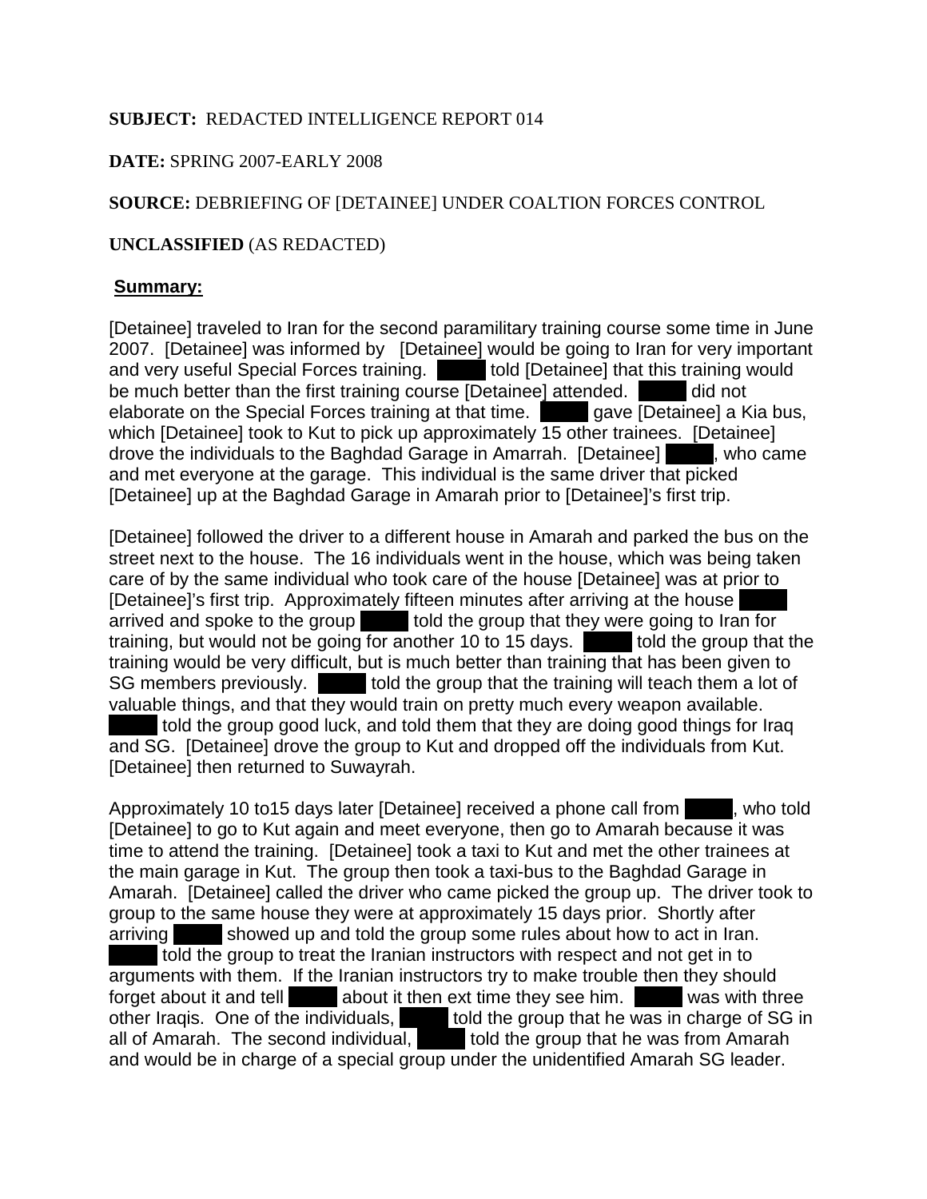**SUBJECT:** REDACTED INTELLIGENCE REPORT 014

**DATE:** SPRING 2007-EARLY 2008

**SOURCE:** DEBRIEFING OF [DETAINEE] UNDER COALTION FORCES CONTROL

**UNCLASSIFIED** (AS REDACTED)

## Summary:

[Detainee] traveled to Iran for the second paramilitary training course some time in June 2007. [Detainee] was informed by [Detainee] would be going to Iran for very important and very useful Special Forces training. told [Detainee] that this training would be much better than the first training course [Detainee] attended. did not elaborate on the Special Forces training at that time. gave [Detainee] a Kia bus, which [Detainee] took to Kut to pick up approximately 15 other trainees. [Detainee] drove the individuals to the Baghdad Garage in Amarrah. [Detainee] , who came and met everyone at the garage. This individual is the same driver that picked [Detainee] up at the Baghdad Garage in Amarah prior to [Detainee]'s first trip.

[Detainee] followed the driver to a different house in Amarah and parked the bus on the street next to the house. The 16 individuals went in the house, which was being taken care of by the same individual who took care of the house [Detainee] was at prior to [Detainee]'s first trip. Approximately fifteen minutes after arriving at the house arrived and spoke to the group told the group that they were going to Iran for training, but would not be going for another 10 to 15 days. told the group that the training would be very difficult, but is much better than training that has been given to SG members previously. told the group that the training will teach them a lot of valuable things, and that they would train on pretty much every weapon available. told the group good luck, and told them that they are doing good things for Iraq and SG. [Detainee] drove the group to Kut and dropped off the individuals from Kut. [Detainee] then returned to Suwayrah.

Approximately 10 to15 days later [Detainee] received a phone call from , who told [Detainee] to go to Kut again and meet everyone, then go to Amarah because it was time to attend the training. [Detainee] took a taxi to Kut and met the other trainees at the main garage in Kut. The group then took a taxi-bus to the Baghdad Garage in Amarah. [Detainee] called the driver who came picked the group up. The driver took to group to the same house they were at approximately 15 days prior. Shortly after arriving showed up and told the group some rules about how to act in Iran. told the group to treat the Iranian instructors with respect and not get in to arguments with them. If the Iranian instructors try to make trouble then they should forget about it and tell about it then ext time they see him. was with three other Iraqis. One of the individuals, told the group that he was in charge of SG in all of Amarah. The second individual, told the group that he was from Amarah and would be in charge of a special group under the unidentified Amarah SG leader.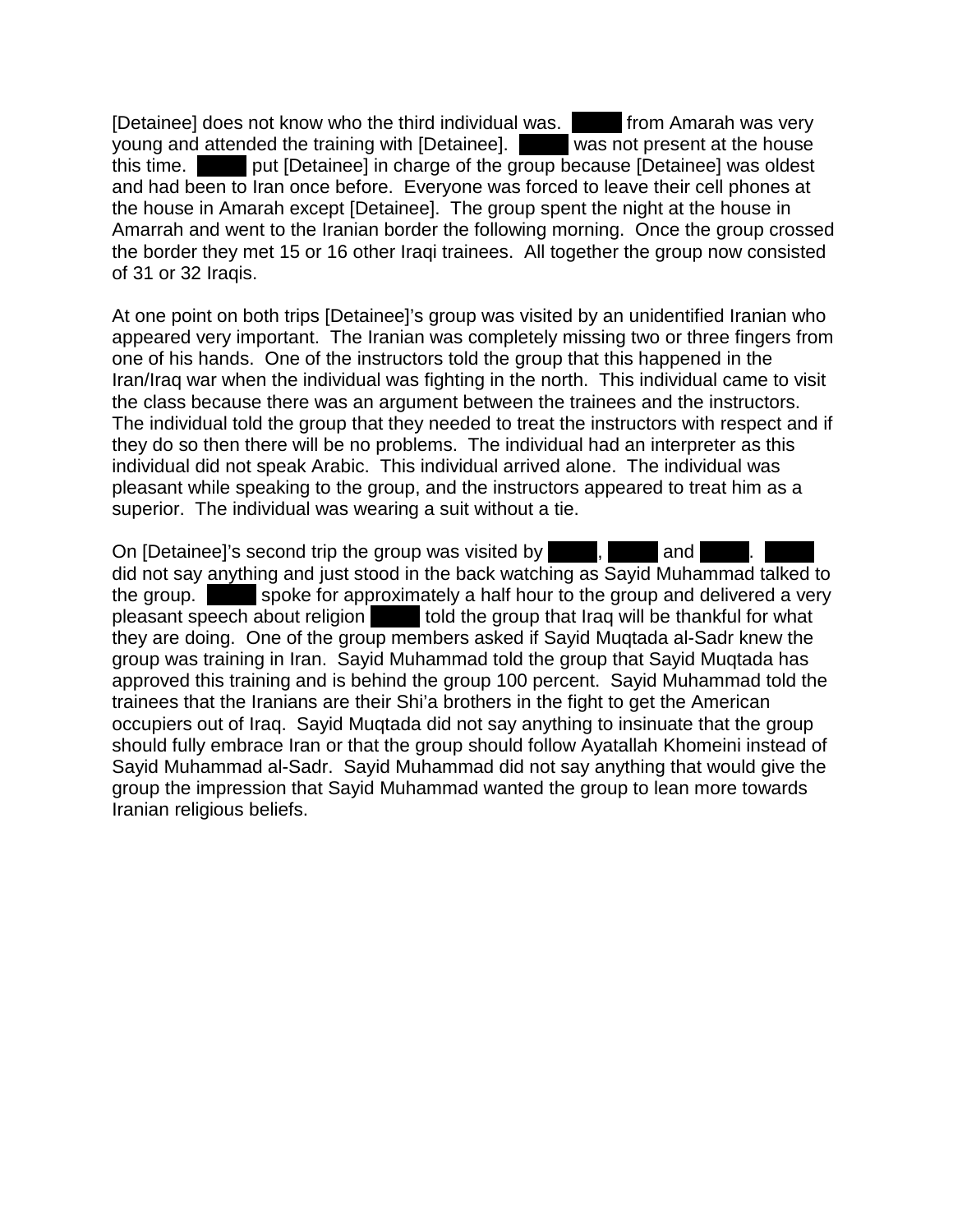[Detainee] does not know who the third individual was. from Amarah was very young and attended the training with [Detainee]. was not present at the house this time. put [Detainee] in charge of the group because [Detainee] was oldest and had been to Iran once before. Everyone was forced to leave their cell phones at the house in Amarah except [Detainee]. The group spent the night at the house in Amarrah and went to the Iranian border the following morning. Once the group crossed the border they met 15 or 16 other Iraqi trainees. All together the group now consisted of 31 or 32 Iraqis.

At one point on both trips [Detainee]'s group was visited by an unidentified Iranian who appeared very important. The Iranian was completely missing two or three fingers from one of his hands. One of the instructors told the group that this happened in the Iran/Iraq war when the individual was fighting in the north. This individual came to visit the class because there was an argument between the trainees and the instructors. The individual told the group that they needed to treat the instructors with respect and if they do so then there will be no problems. The individual had an interpreter as this individual did not speak Arabic. This individual arrived alone. The individual was pleasant while speaking to the group, and the instructors appeared to treat him as a superior. The individual was wearing a suit without a tie.

On [Detainee]'s second trip the group was visited by , and . did not say anything and just stood in the back watching as Sayid Muhammad talked to the group. spoke for approximately a half hour to the group and delivered a very pleasant speech about religion told the group that Iraq will be thankful for what they are doing. One of the group members asked if Sayid Muqtada al-Sadr knew the group was training in Iran. Sayid Muhammad told the group that Sayid Muqtada has approved this training and is behind the group 100 percent. Sayid Muhammad told the trainees that the Iranians are their Shi'a brothers in the fight to get the American occupiers out of Iraq. Sayid Muqtada did not say anything to insinuate that the group should fully embrace Iran or that the group should follow Ayatallah Khomeini instead of Sayid Muhammad al-Sadr. Sayid Muhammad did not say anything that would give the group the impression that Sayid Muhammad wanted the group to lean more towards Iranian religious beliefs.